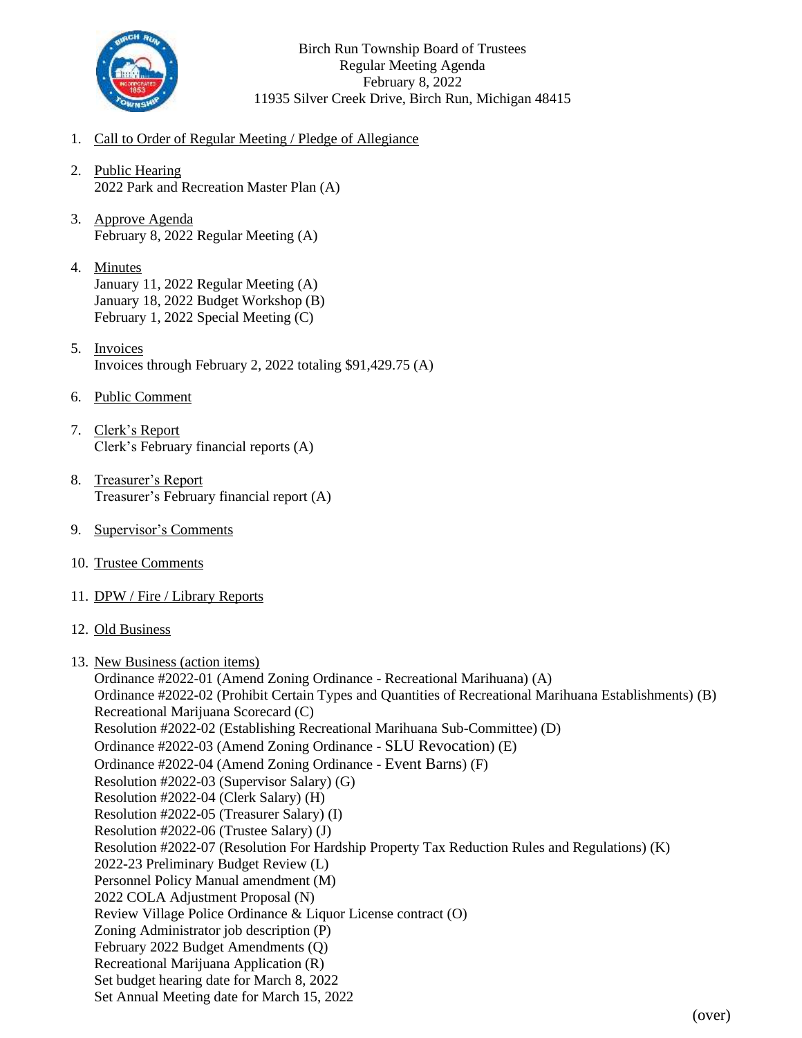Birch Run Township Board of Trustees
Regular Meeting Agenda
February 8, 2022
11935 Silver Creek Drive, Birch Run, Michigan 48415

1. Call to Order of Regular Meeting / Pledge of Allegiance

2. Public Hearing
   2022 Park and Recreation Master Plan (A)

3. Approve Agenda
   February 8, 2022 Regular Meeting (A)

4. Minutes
   January 11, 2022 Regular Meeting (A)
   January 18, 2022 Budget Workshop (B)
   February 1, 2022 Special Meeting (C)

5. Invoices
   Invoices through February 2, 2022 totaling $91,429.75 (A)

6. Public Comment

7. Clerk's Report
   Clerk's February financial reports (A)

8. Treasurer's Report
   Treasurer's February financial report (A)

9. Supervisor's Comments

10. Trustee Comments

11. DPW / Fire / Library Reports

12. Old Business

13. New Business (action items)
    Ordinance #2022-01 (Amend Zoning Ordinance - Recreational Marihuana) (A)
    Ordinance #2022-02 (Prohibit Certain Types and Quantities of Recreational Marihuana Establishments) (B)
    Recreational Marijuana Scorecard (C)
    Resolution #2022-02 (Establishing Recreational Marihuana Sub-Committee) (D)
    Ordinance #2022-03 (Amend Zoning Ordinance - SLU Revocation) (E)
    Ordinance #2022-04 (Amend Zoning Ordinance - Event Barns) (F)
    Resolution #2022-03 (Supervisor Salary) (G)
    Resolution #2022-04 (Clerk Salary) (H)
    Resolution #2022-05 (Treasurer Salary) (I)
    Resolution #2022-06 (Trustee Salary) (J)
    Resolution #2022-07 (Resolution For Hardship Property Tax Reduction Rules and Regulations) (K)
    2022-23 Preliminary Budget Review (L)
    Personnel Policy Manual amendment (M)
    2022 COLA Adjustment Proposal (N)
    Review Village Police Ordinance & Liquor License contract (O)
    Zoning Administrator job description (P)
    February 2022 Budget Amendments (Q)
    Recreational Marijuana Application (R)
    Set budget hearing date for March 8, 2022
    Set Annual Meeting date for March 15, 2022

(over)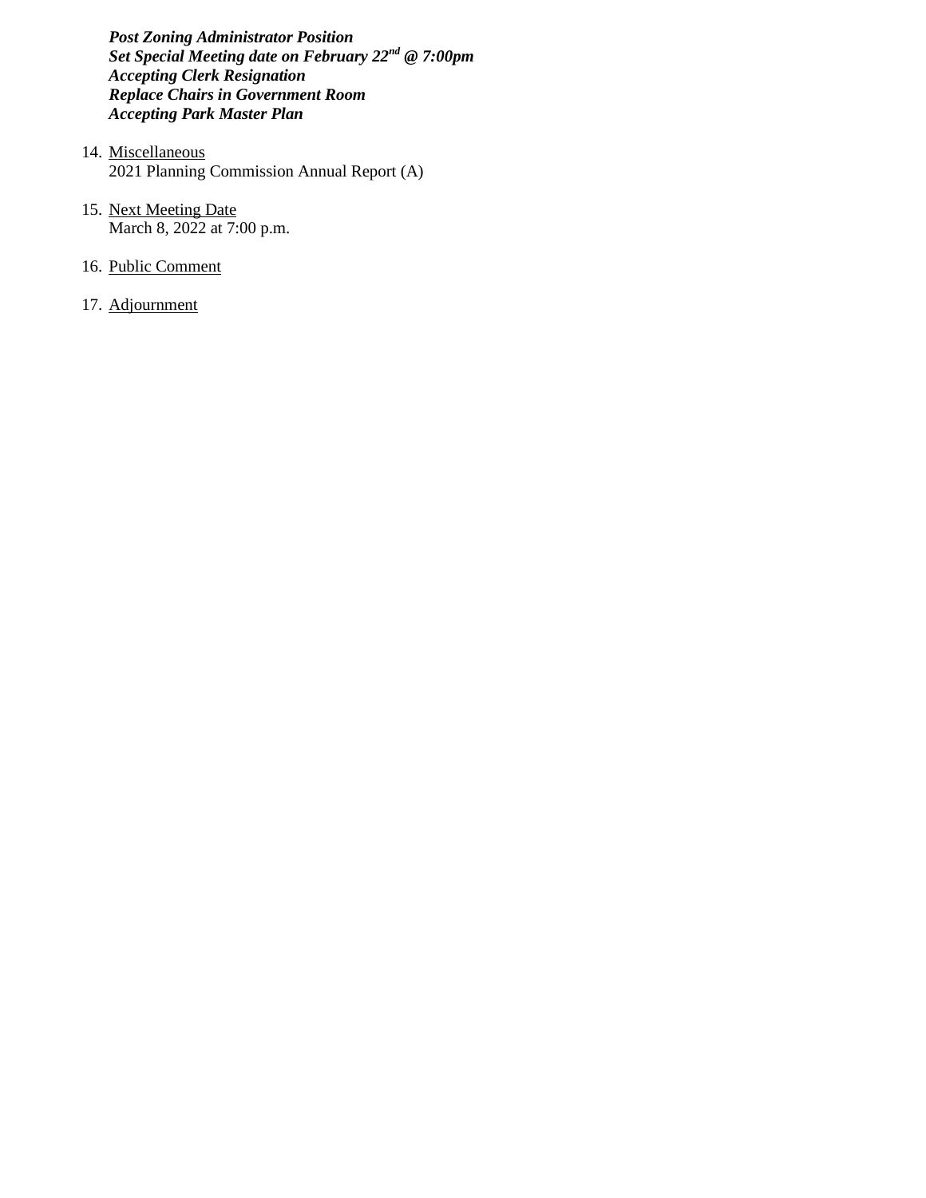***Post Zoning Administrator Position***
***Set Special Meeting date on February 22nd @ 7:00pm***
***Accepting Clerk Resignation***
***Replace Chairs in Government Room***
***Accepting Park Master Plan***

14. Miscellaneous
    2021 Planning Commission Annual Report (A)

15. Next Meeting Date
    March 8, 2022 at 7:00 p.m.

16. Public Comment

17. Adjournment